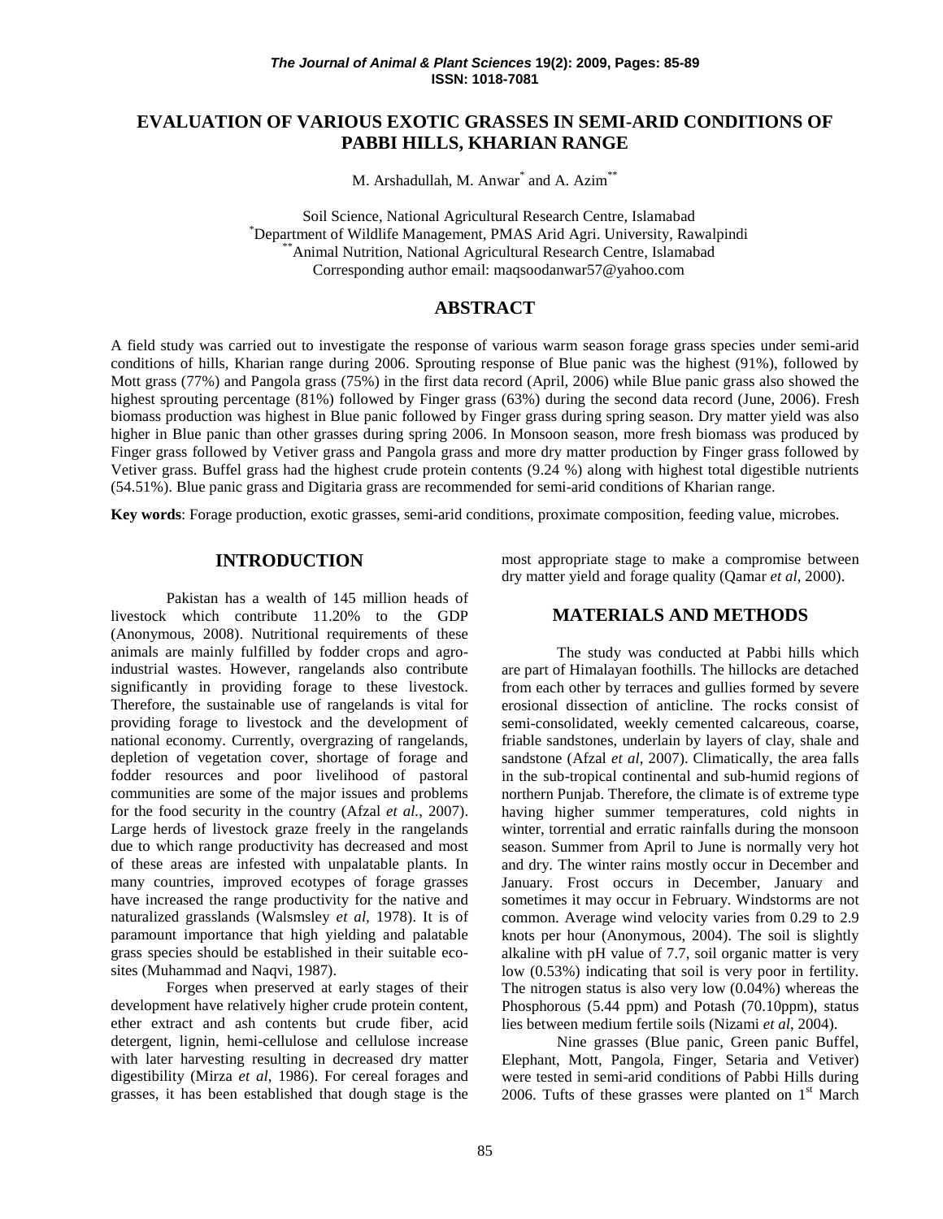# EVALUATION OF VARIOUS EXOTIC GRASSES IN SEMI-ARID CONDITIONS OF PABBI HILLS, KHARIAN RANGE

M. Arshadullah, M. Anwar[*] and A. Azim[**]

Soil Science, National Agricultural Research Centre, Islamabad
[*]Department of Wildlife Management, PMAS Arid Agri. University, Rawalpindi
[**]Animal Nutrition, National Agricultural Research Centre, Islamabad
Corresponding author email: maqsoodanwar57@yahoo.com

## ABSTRACT

A field study was carried out to investigate the response of various warm season forage grass species under semi-arid conditions of hills, Kharian range during 2006. Sprouting response of Blue panic was the highest (91%), followed by Mott grass (77%) and Pangola grass (75%) in the first data record (April, 2006) while Blue panic grass also showed the highest sprouting percentage (81%) followed by Finger grass (63%) during the second data record (June, 2006). Fresh biomass production was highest in Blue panic followed by Finger grass during spring season. Dry matter yield was also higher in Blue panic than other grasses during spring 2006. In Monsoon season, more fresh biomass was produced by Finger grass followed by Vetiver grass and Pangola grass and more dry matter production by Finger grass followed by Vetiver grass. Buffel grass had the highest crude protein contents (9.24 %) along with highest total digestible nutrients (54.51%). Blue panic grass and Digitaria grass are recommended for semi-arid conditions of Kharian range.

**Key words**: Forage production, exotic grasses, semi-arid conditions, proximate composition, feeding value, microbes.

## INTRODUCTION

Pakistan has a wealth of 145 million heads of livestock which contribute 11.20% to the GDP (Anonymous, 2008). Nutritional requirements of these animals are mainly fulfilled by fodder crops and agro-industrial wastes. However, rangelands also contribute significantly in providing forage to these livestock. Therefore, the sustainable use of rangelands is vital for providing forage to livestock and the development of national economy. Currently, overgrazing of rangelands, depletion of vegetation cover, shortage of forage and fodder resources and poor livelihood of pastoral communities are some of the major issues and problems for the food security in the country (Afzal *et al.*, 2007). Large herds of livestock graze freely in the rangelands due to which range productivity has decreased and most of these areas are infested with unpalatable plants. In many countries, improved ecotypes of forage grasses have increased the range productivity for the native and naturalized grasslands (Walsmsley *et al*, 1978). It is of paramount importance that high yielding and palatable grass species should be established in their suitable eco-sites (Muhammad and Naqvi, 1987).

Forges when preserved at early stages of their development have relatively higher crude protein content, ether extract and ash contents but crude fiber, acid detergent, lignin, hemi-cellulose and cellulose increase with later harvesting resulting in decreased dry matter digestibility (Mirza *et al*, 1986). For cereal forages and grasses, it has been established that dough stage is the most appropriate stage to make a compromise between dry matter yield and forage quality (Qamar *et al*, 2000).

## MATERIALS AND METHODS

The study was conducted at Pabbi hills which are part of Himalayan foothills. The hillocks are detached from each other by terraces and gullies formed by severe erosional dissection of anticline. The rocks consist of semi-consolidated, weekly cemented calcareous, coarse, friable sandstones, underlain by layers of clay, shale and sandstone (Afzal *et al*, 2007). Climatically, the area falls in the sub-tropical continental and sub-humid regions of northern Punjab. Therefore, the climate is of extreme type having higher summer temperatures, cold nights in winter, torrential and erratic rainfalls during the monsoon season. Summer from April to June is normally very hot and dry. The winter rains mostly occur in December and January. Frost occurs in December, January and sometimes it may occur in February. Windstorms are not common. Average wind velocity varies from 0.29 to 2.9 knots per hour (Anonymous, 2004). The soil is slightly alkaline with pH value of 7.7, soil organic matter is very low (0.53%) indicating that soil is very poor in fertility. The nitrogen status is also very low (0.04%) whereas the Phosphorous (5.44 ppm) and Potash (70.10ppm), status lies between medium fertile soils (Nizami *et al*, 2004).

Nine grasses (Blue panic, Green panic Buffel, Elephant, Mott, Pangola, Finger, Setaria and Vetiver) were tested in semi-arid conditions of Pabbi Hills during 2006. Tufts of these grasses were planted on 1$^{st}$ March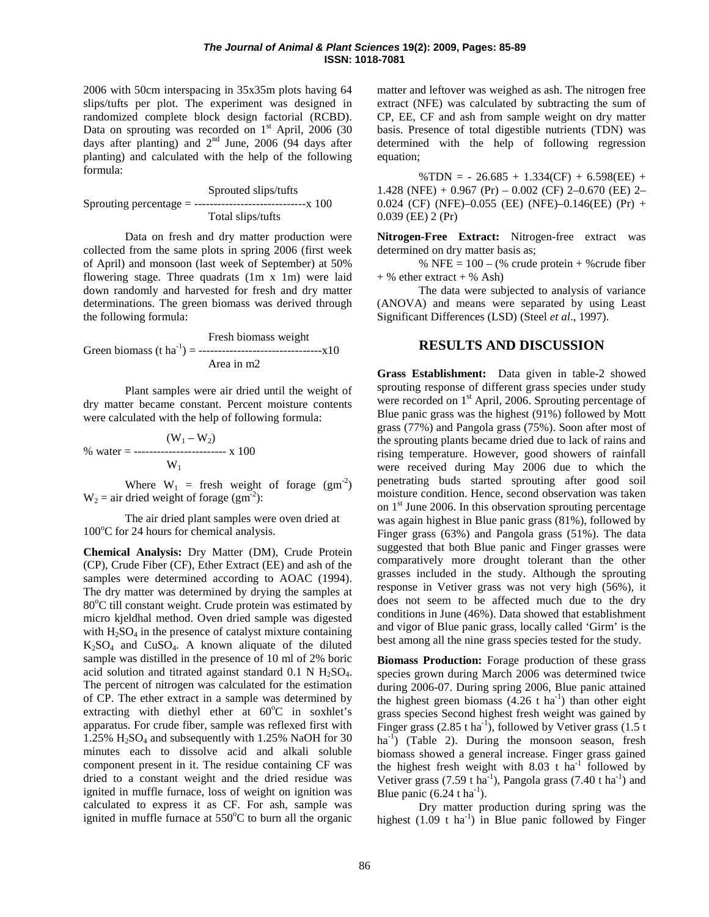2006 with 50cm interspacing in 35x35m plots having 64 slips/tufts per plot. The experiment was designed in randomized complete block design factorial (RCBD). Data on sprouting was recorded on 1st April, 2006 (30 days after planting) and 2nd June, 2006 (94 days after planting) and calculated with the help of the following formula:

$$\text{Sprouting percentage} = \frac{\text{Sprouted slips/tufts}}{\text{Total slips/tufts}} \times 100$$

Data on fresh and dry matter production were collected from the same plots in spring 2006 (first week of April) and monsoon (last week of September) at 50% flowering stage. Three quadrats (1m x 1m) were laid down randomly and harvested for fresh and dry matter determinations. The green biomass was derived through the following formula:

$$\text{Green biomass } (t\ ha^{-1}) = \frac{\text{Fresh biomass weight}}{\text{Area in m2}} \times 10$$

Plant samples were air dried until the weight of dry matter became constant. Percent moisture contents were calculated with the help of following formula:

$$\%\ \text{water} = \frac{(W_1 - W_2)}{W_1} \times 100$$

Where $W_1$ = fresh weight of forage ($gm^{-2}$) $W_2$ = air dried weight of forage ($gm^{-2}$):

The air dried plant samples were oven dried at 100°C for 24 hours for chemical analysis.

**Chemical Analysis:** Dry Matter (DM), Crude Protein (CP), Crude Fiber (CF), Ether Extract (EE) and ash of the samples were determined according to AOAC (1994). The dry matter was determined by drying the samples at 80°C till constant weight. Crude protein was estimated by micro kjeldhal method. Oven dried sample was digested with $H_2SO_4$ in the presence of catalyst mixture containing $K_2SO_4$ and $CuSO_4$. A known aliquate of the diluted sample was distilled in the presence of 10 ml of 2% boric acid solution and titrated against standard 0.1 N $H_2SO_4$. The percent of nitrogen was calculated for the estimation of CP. The ether extract in a sample was determined by extracting with diethyl ether at 60°C in soxhlet's apparatus. For crude fiber, sample was reflexed first with 1.25% $H_2SO_4$ and subsequently with 1.25% NaOH for 30 minutes each to dissolve acid and alkali soluble component present in it. The residue containing CF was dried to a constant weight and the dried residue was ignited in muffle furnace, loss of weight on ignition was calculated to express it as CF. For ash, sample was ignited in muffle furnace at 550°C to burn all the organic matter and leftover was weighed as ash. The nitrogen free extract (NFE) was calculated by subtracting the sum of CP, EE, CF and ash from sample weight on dry matter basis. Presence of total digestible nutrients (TDN) was determined with the help of following regression equation;

$$\%TDN = -26.685 + 1.334(CF) + 6.598(EE) + 1.428(NFE) + 0.967(Pr) - 0.002(CF)^2 - 0.670(EE)^2 - 0.024(CF)(NFE) - 0.055(EE)(NFE) - 0.146(EE)(Pr) + 0.039(EE)^2(Pr)$$

**Nitrogen-Free Extract:** Nitrogen-free extract was determined on dry matter basis as;

% NFE = 100 – (% crude protein + %crude fiber + % ether extract + % Ash)

The data were subjected to analysis of variance (ANOVA) and means were separated by using Least Significant Differences (LSD) (Steel *et al*., 1997).

## RESULTS AND DISCUSSION

**Grass Establishment:** Data given in table-2 showed sprouting response of different grass species under study were recorded on 1st April, 2006. Sprouting percentage of Blue panic grass was the highest (91%) followed by Mott grass (77%) and Pangola grass (75%). Soon after most of the sprouting plants became dried due to lack of rains and rising temperature. However, good showers of rainfall were received during May 2006 due to which the penetrating buds started sprouting after good soil moisture condition. Hence, second observation was taken on 1st June 2006. In this observation sprouting percentage was again highest in Blue panic grass (81%), followed by Finger grass (63%) and Pangola grass (51%). The data suggested that both Blue panic and Finger grasses were comparatively more drought tolerant than the other grasses included in the study. Although the sprouting response in Vetiver grass was not very high (56%), it does not seem to be affected much due to the dry conditions in June (46%). Data showed that establishment and vigor of Blue panic grass, locally called 'Girm' is the best among all the nine grass species tested for the study.

**Biomass Production:** Forage production of these grass species grown during March 2006 was determined twice during 2006-07. During spring 2006, Blue panic attained the highest green biomass (4.26 t $ha^{-1}$) than other eight grass species Second highest fresh weight was gained by Finger grass (2.85 t $ha^{-1}$), followed by Vetiver grass (1.5 t $ha^{-1}$) (Table 2). During the monsoon season, fresh biomass showed a general increase. Finger grass gained the highest fresh weight with 8.03 t $ha^{-1}$ followed by Vetiver grass (7.59 t $ha^{-1}$), Pangola grass (7.40 t $ha^{-1}$) and Blue panic (6.24 t $ha^{-1}$).

Dry matter production during spring was the highest (1.09 t $ha^{-1}$) in Blue panic followed by Finger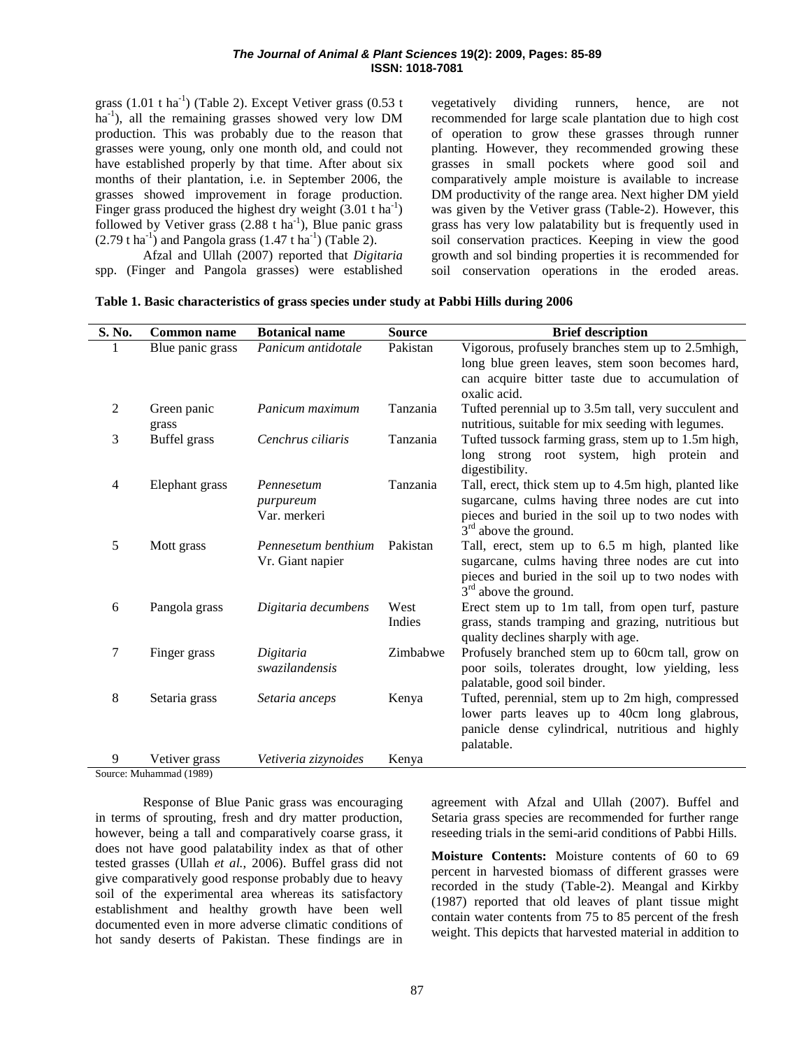grass (1.01 t ha$^{-1}$) (Table 2). Except Vetiver grass (0.53 t ha$^{-1}$), all the remaining grasses showed very low DM production. This was probably due to the reason that grasses were young, only one month old, and could not have established properly by that time. After about six months of their plantation, i.e. in September 2006, the grasses showed improvement in forage production. Finger grass produced the highest dry weight (3.01 t ha$^{-1}$) followed by Vetiver grass (2.88 t ha$^{-1}$), Blue panic grass (2.79 t ha$^{-1}$) and Pangola grass (1.47 t ha$^{-1}$) (Table 2).

Afzal and Ullah (2007) reported that *Digitaria* spp. (Finger and Pangola grasses) were established vegetatively dividing runners, hence, are not recommended for large scale plantation due to high cost of operation to grow these grasses through runner planting. However, they recommended growing these grasses in small pockets where good soil and comparatively ample moisture is available to increase DM productivity of the range area. Next higher DM yield was given by the Vetiver grass (Table-2). However, this grass has very low palatability but is frequently used in soil conservation practices. Keeping in view the good growth and sol binding properties it is recommended for soil conservation operations in the eroded areas.

**Table 1. Basic characteristics of grass species under study at Pabbi Hills during 2006**

| S. No. | Common name | Botanical name | Source | Brief description |
|---|---|---|---|---|
| 1 | Blue panic grass | *Panicum antidotale* | Pakistan | Vigorous, profusely branches stem up to 2.5mhigh, long blue green leaves, stem soon becomes hard, can acquire bitter taste due to accumulation of oxalic acid. |
| 2 | Green panic grass | *Panicum maximum* | Tanzania | Tufted perennial up to 3.5m tall, very succulent and nutritious, suitable for mix seeding with legumes. |
| 3 | Buffel grass | *Cenchrus ciliaris* | Tanzania | Tufted tussock farming grass, stem up to 1.5m high, long strong root system, high protein and digestibility. |
| 4 | Elephant grass | *Pennesetum purpureum* Var. merkeri | Tanzania | Tall, erect, thick stem up to 4.5m high, planted like sugarcane, culms having three nodes are cut into pieces and buried in the soil up to two nodes with 3rd above the ground. |
| 5 | Mott grass | *Pennesetum benthium* Vr. Giant napier | Pakistan | Tall, erect, stem up to 6.5 m high, planted like sugarcane, culms having three nodes are cut into pieces and buried in the soil up to two nodes with 3rd above the ground. |
| 6 | Pangola grass | *Digitaria decumbens* | West Indies | Erect stem up to 1m tall, from open turf, pasture grass, stands tramping and grazing, nutritious but quality declines sharply with age. |
| 7 | Finger grass | *Digitaria swazilandensis* | Zimbabwe | Profusely branched stem up to 60cm tall, grow on poor soils, tolerates drought, low yielding, less palatable, good soil binder. |
| 8 | Setaria grass | *Setaria anceps* | Kenya | Tufted, perennial, stem up to 2m high, compressed lower parts leaves up to 40cm long glabrous, panicle dense cylindrical, nutritious and highly palatable. |
| 9 | Vetiver grass | *Vetiveria zizynoides* | Kenya | |

Source: Muhammad (1989)

Response of Blue Panic grass was encouraging in terms of sprouting, fresh and dry matter production, however, being a tall and comparatively coarse grass, it does not have good palatability index as that of other tested grasses (Ullah *et al.*, 2006). Buffel grass did not give comparatively good response probably due to heavy soil of the experimental area whereas its satisfactory establishment and healthy growth have been well documented even in more adverse climatic conditions of hot sandy deserts of Pakistan. These findings are in agreement with Afzal and Ullah (2007). Buffel and Setaria grass species are recommended for further range reseeding trials in the semi-arid conditions of Pabbi Hills.

**Moisture Contents:** Moisture contents of 60 to 69 percent in harvested biomass of different grasses were recorded in the study (Table-2). Meangal and Kirkby (1987) reported that old leaves of plant tissue might contain water contents from 75 to 85 percent of the fresh weight. This depicts that harvested material in addition to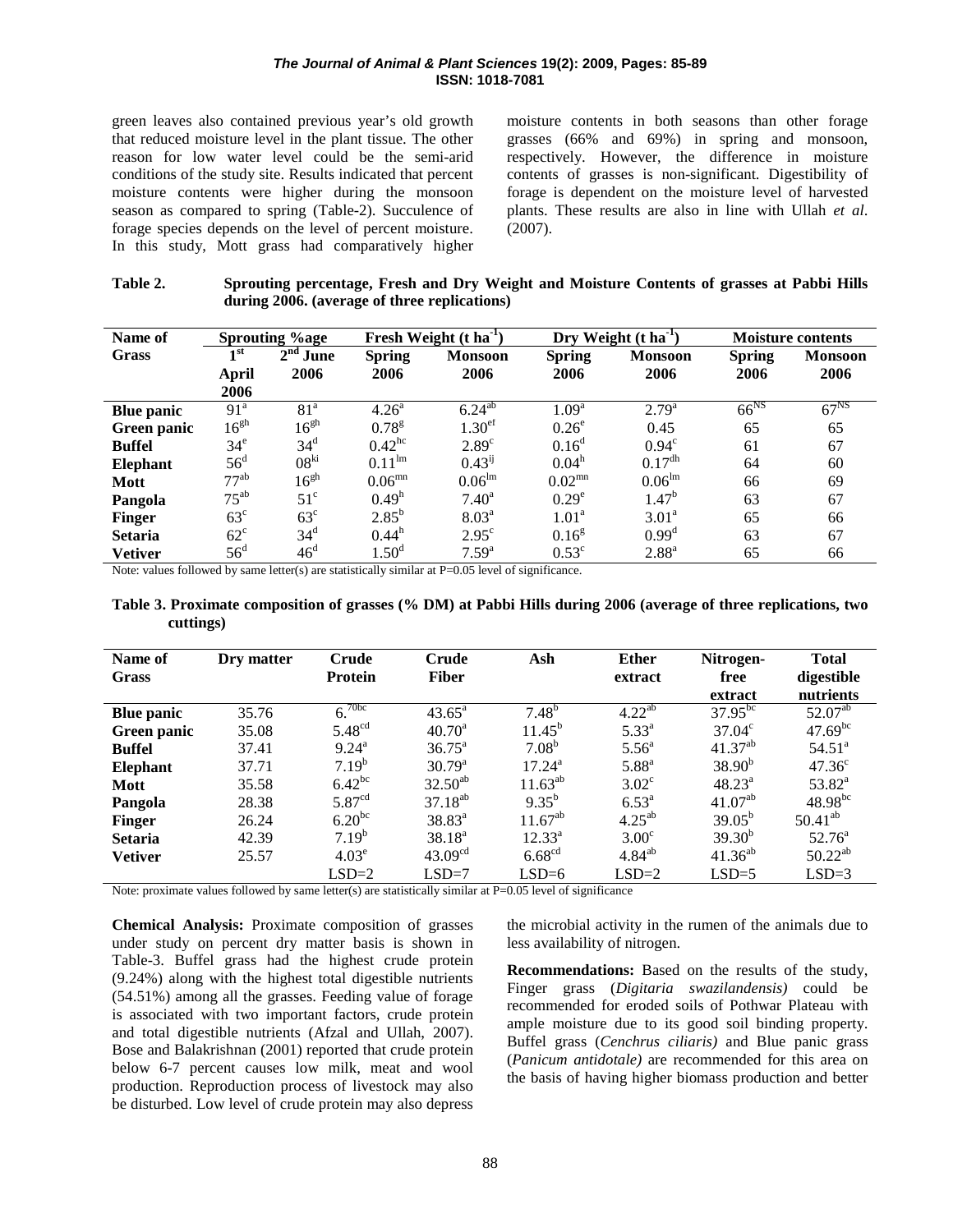green leaves also contained previous year's old growth that reduced moisture level in the plant tissue. The other reason for low water level could be the semi-arid conditions of the study site. Results indicated that percent moisture contents were higher during the monsoon season as compared to spring (Table-2). Succulence of forage species depends on the level of percent moisture. In this study, Mott grass had comparatively higher moisture contents in both seasons than other forage grasses (66% and 69%) in spring and monsoon, respectively. However, the difference in moisture contents of grasses is non-significant. Digestibility of forage is dependent on the moisture level of harvested plants. These results are also in line with Ullah *et al*. (2007).

**Table 2. Sprouting percentage, Fresh and Dry Weight and Moisture Contents of grasses at Pabbi Hills during 2006. (average of three replications)**

| Name of Grass | Sprouting %age | | Fresh Weight (t $ha^{-1}$) | | Dry Weight (t $ha^{-1}$) | | Moisture contents | |
|---|---|---|---|---|---|---|---|---|
| | 1st April 2006 | 2nd June 2006 | Spring 2006 | Monsoon 2006 | Spring 2006 | Monsoon 2006 | Spring 2006 | Monsoon 2006 |
| **Blue panic** | $91^{a}$ | $81^{a}$ | $4.26^{a}$ | $6.24^{ab}$ | $1.09^{a}$ | $2.79^{a}$ | $66^{NS}$ | $67^{NS}$ |
| **Green panic** | $16^{gh}$ | $16^{gh}$ | $0.78^{g}$ | $1.30^{ef}$ | $0.26^{e}$ | 0.45 | 65 | 65 |
| **Buffel** | $34^{e}$ | $34^{d}$ | $0.42^{hc}$ | $2.89^{c}$ | $0.16^{d}$ | $0.94^{c}$ | 61 | 67 |
| **Elephant** | $56^{d}$ | $08^{ki}$ | $0.11^{lm}$ | $0.43^{ij}$ | $0.04^{h}$ | $0.17^{dh}$ | 64 | 60 |
| **Mott** | $77^{ab}$ | $16^{gh}$ | $0.06^{mn}$ | $0.06^{lm}$ | $0.02^{mn}$ | $0.06^{lm}$ | 66 | 69 |
| **Pangola** | $75^{ab}$ | $51^{c}$ | $0.49^{h}$ | $7.40^{a}$ | $0.29^{e}$ | $1.47^{b}$ | 63 | 67 |
| **Finger** | $63^{c}$ | $63^{c}$ | $2.85^{b}$ | $8.03^{a}$ | $1.01^{a}$ | $3.01^{a}$ | 65 | 66 |
| **Setaria** | $62^{c}$ | $34^{d}$ | $0.44^{h}$ | $2.95^{c}$ | $0.16^{g}$ | $0.99^{d}$ | 63 | 67 |
| **Vetiver** | $56^{d}$ | $46^{d}$ | $1.50^{d}$ | $7.59^{a}$ | $0.53^{c}$ | $2.88^{a}$ | 65 | 66 |

Note: values followed by same letter(s) are statistically similar at P=0.05 level of significance.

**Table 3. Proximate composition of grasses (% DM) at Pabbi Hills during 2006 (average of three replications, two cuttings)**

| Name of Grass | Dry matter | Crude Protein | Crude Fiber | Ash | Ether extract | Nitrogen-free extract | Total digestible nutrients |
|---|---|---|---|---|---|---|---|
| **Blue panic** | 35.76 | $6.^{70bc}$ | $43.65^{a}$ | $7.48^{b}$ | $4.22^{ab}$ | $37.95^{bc}$ | $52.07^{ab}$ |
| **Green panic** | 35.08 | $5.48^{cd}$ | $40.70^{a}$ | $11.45^{b}$ | $5.33^{a}$ | $37.04^{c}$ | $47.69^{bc}$ |
| **Buffel** | 37.41 | $9.24^{a}$ | $36.75^{a}$ | $7.08^{b}$ | $5.56^{a}$ | $41.37^{ab}$ | $54.51^{a}$ |
| **Elephant** | 37.71 | $7.19^{b}$ | $30.79^{a}$ | $17.24^{a}$ | $5.88^{a}$ | $38.90^{b}$ | $47.36^{c}$ |
| **Mott** | 35.58 | $6.42^{bc}$ | $32.50^{ab}$ | $11.63^{ab}$ | $3.02^{c}$ | $48.23^{a}$ | $53.82^{a}$ |
| **Pangola** | 28.38 | $5.87^{cd}$ | $37.18^{ab}$ | $9.35^{b}$ | $6.53^{a}$ | $41.07^{ab}$ | $48.98^{bc}$ |
| **Finger** | 26.24 | $6.20^{bc}$ | $38.83^{a}$ | $11.67^{ab}$ | $4.25^{ab}$ | $39.05^{b}$ | $50.41^{ab}$ |
| **Setaria** | 42.39 | $7.19^{b}$ | $38.18^{a}$ | $12.33^{a}$ | $3.00^{c}$ | $39.30^{b}$ | $52.76^{a}$ |
| **Vetiver** | 25.57 | $4.03^{e}$ | $43.09^{cd}$ | $6.68^{cd}$ | $4.84^{ab}$ | $41.36^{ab}$ | $50.22^{ab}$ |
| | | LSD=2 | LSD=7 | LSD=6 | LSD=2 | LSD=5 | LSD=3 |

Note: proximate values followed by same letter(s) are statistically similar at P=0.05 level of significance

**Chemical Analysis:** Proximate composition of grasses under study on percent dry matter basis is shown in Table-3. Buffel grass had the highest crude protein (9.24%) along with the highest total digestible nutrients (54.51%) among all the grasses. Feeding value of forage is associated with two important factors, crude protein and total digestible nutrients (Afzal and Ullah, 2007). Bose and Balakrishnan (2001) reported that crude protein below 6-7 percent causes low milk, meat and wool production. Reproduction process of livestock may also be disturbed. Low level of crude protein may also depress the microbial activity in the rumen of the animals due to less availability of nitrogen.

**Recommendations:** Based on the results of the study, Finger grass (*Digitaria swazilandensis)* could be recommended for eroded soils of Pothwar Plateau with ample moisture due to its good soil binding property. Buffel grass (*Cenchrus ciliaris)* and Blue panic grass (*Panicum antidotale)* are recommended for this area on the basis of having higher biomass production and better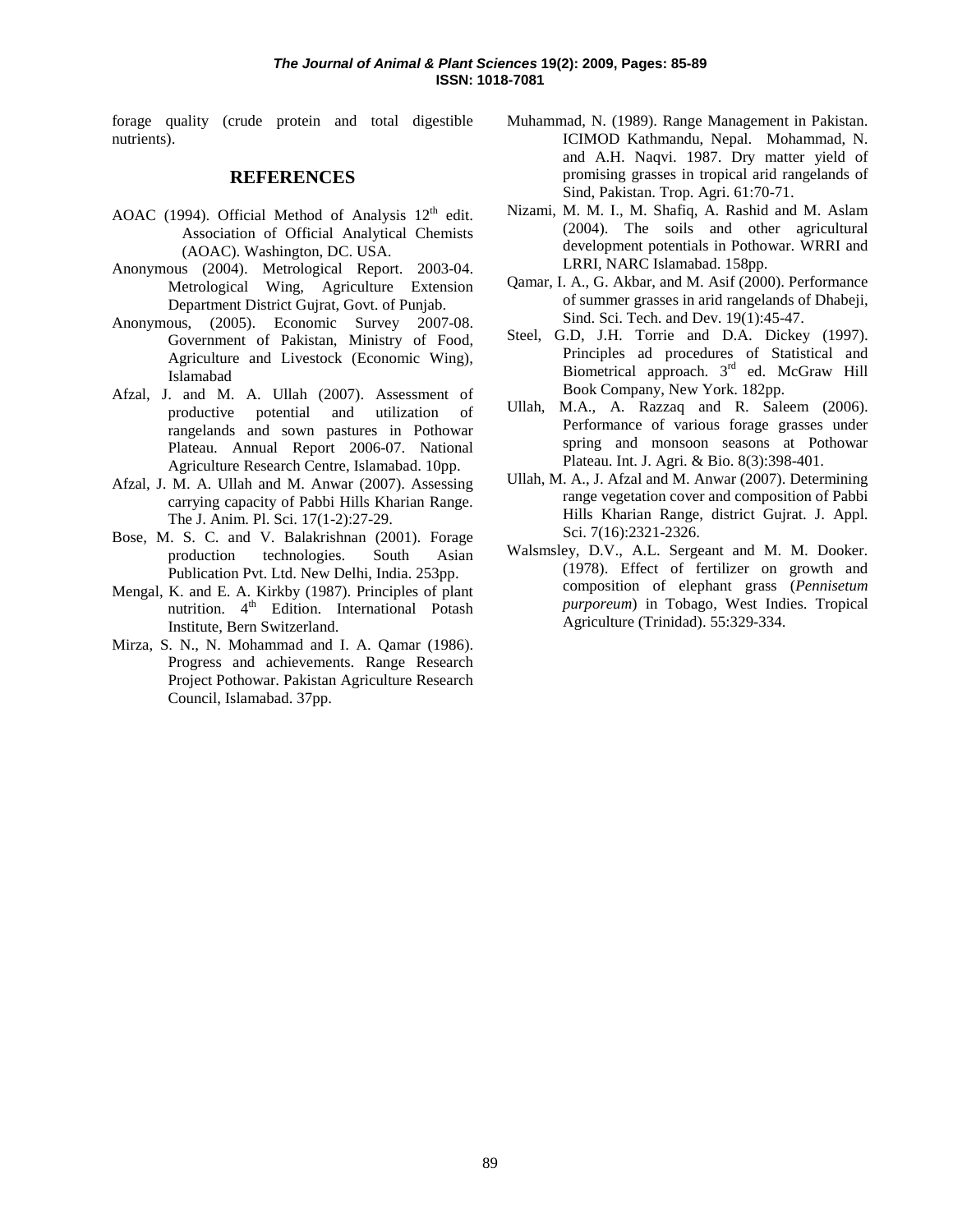forage quality (crude protein and total digestible nutrients).

## REFERENCES

AOAC (1994). Official Method of Analysis 12th edit. Association of Official Analytical Chemists (AOAC). Washington, DC. USA.

Anonymous (2004). Metrological Report. 2003-04. Metrological Wing, Agriculture Extension Department District Gujrat, Govt. of Punjab.

Anonymous, (2005). Economic Survey 2007-08. Government of Pakistan, Ministry of Food, Agriculture and Livestock (Economic Wing), Islamabad

Afzal, J. and M. A. Ullah (2007). Assessment of productive potential and utilization of rangelands and sown pastures in Pothowar Plateau. Annual Report 2006-07. National Agriculture Research Centre, Islamabad. 10pp.

Afzal, J. M. A. Ullah and M. Anwar (2007). Assessing carrying capacity of Pabbi Hills Kharian Range. The J. Anim. Pl. Sci. 17(1-2):27-29.

Bose, M. S. C. and V. Balakrishnan (2001). Forage production technologies. South Asian Publication Pvt. Ltd. New Delhi, India. 253pp.

Mengal, K. and E. A. Kirkby (1987). Principles of plant nutrition. 4th Edition. International Potash Institute, Bern Switzerland.

Mirza, S. N., N. Mohammad and I. A. Qamar (1986). Progress and achievements. Range Research Project Pothowar. Pakistan Agriculture Research Council, Islamabad. 37pp.

Muhammad, N. (1989). Range Management in Pakistan. ICIMOD Kathmandu, Nepal. Mohammad, N. and A.H. Naqvi. 1987. Dry matter yield of promising grasses in tropical arid rangelands of Sind, Pakistan. Trop. Agri. 61:70-71.

Nizami, M. M. I., M. Shafiq, A. Rashid and M. Aslam (2004). The soils and other agricultural development potentials in Pothowar. WRRI and LRRI, NARC Islamabad. 158pp.

Qamar, I. A., G. Akbar, and M. Asif (2000). Performance of summer grasses in arid rangelands of Dhabeji, Sind. Sci. Tech. and Dev. 19(1):45-47.

Steel, G.D, J.H. Torrie and D.A. Dickey (1997). Principles ad procedures of Statistical and Biometrical approach. 3rd ed. McGraw Hill Book Company, New York. 182pp.

Ullah, M.A., A. Razzaq and R. Saleem (2006). Performance of various forage grasses under spring and monsoon seasons at Pothowar Plateau. Int. J. Agri. & Bio. 8(3):398-401.

Ullah, M. A., J. Afzal and M. Anwar (2007). Determining range vegetation cover and composition of Pabbi Hills Kharian Range, district Gujrat. J. Appl. Sci. 7(16):2321-2326.

Walsmsley, D.V., A.L. Sergeant and M. M. Dooker. (1978). Effect of fertilizer on growth and composition of elephant grass (*Pennisetum purporeum*) in Tobago, West Indies. Tropical Agriculture (Trinidad). 55:329-334.